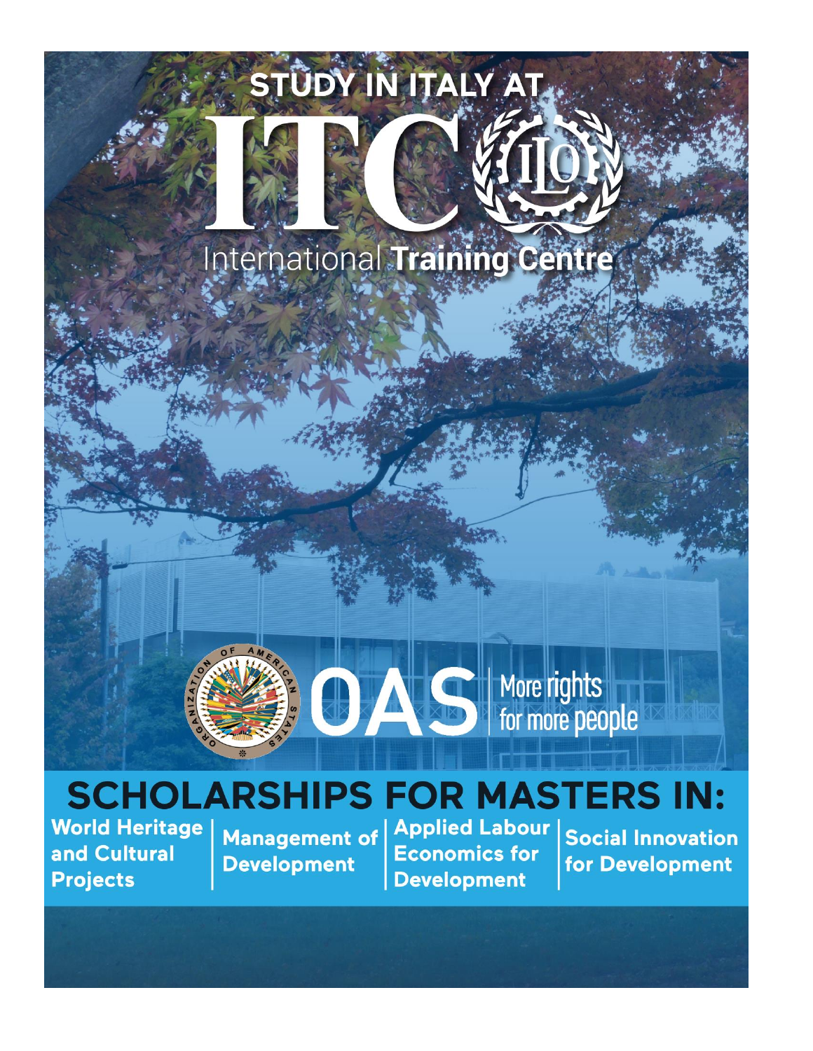# STUDY IN ITALY AT ITC ILO

International **Training Centre**

OAS | More rights for more people

## SCHOLARSHIPS FOR MASTERS IN:

- **World Heritage and Cultural Projects**
- **Management of Development**
- **Applied Labour Economics for Development**
- **Social Innovation for Development**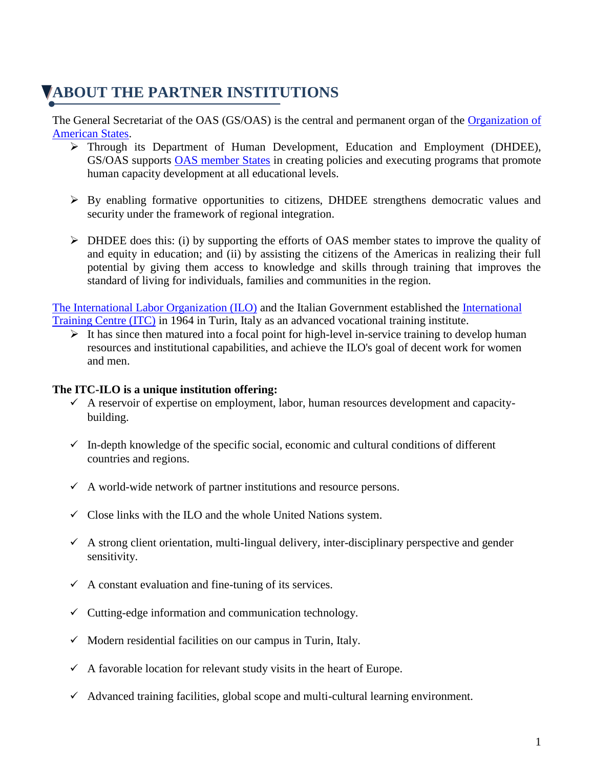# ABOUT THE PARTNER INSTITUTIONS

The General Secretariat of the OAS (GS/OAS) is the central and permanent organ of the Organization of American States.

- Through its Department of Human Development, Education and Employment (DHDEE), GS/OAS supports OAS member States in creating policies and executing programs that promote human capacity development at all educational levels.
- By enabling formative opportunities to citizens, DHDEE strengthens democratic values and security under the framework of regional integration.
- DHDEE does this: (i) by supporting the efforts of OAS member states to improve the quality of and equity in education; and (ii) by assisting the citizens of the Americas in realizing their full potential by giving them access to knowledge and skills through training that improves the standard of living for individuals, families and communities in the region.

The International Labor Organization (ILO) and the Italian Government established the International Training Centre (ITC) in 1964 in Turin, Italy as an advanced vocational training institute.

- It has since then matured into a focal point for high-level in-service training to develop human resources and institutional capabilities, and achieve the ILO's goal of decent work for women and men.

**The ITC-ILO is a unique institution offering:**

- ✓ A reservoir of expertise on employment, labor, human resources development and capacity-building.
- ✓ In-depth knowledge of the specific social, economic and cultural conditions of different countries and regions.
- ✓ A world-wide network of partner institutions and resource persons.
- ✓ Close links with the ILO and the whole United Nations system.
- ✓ A strong client orientation, multi-lingual delivery, inter-disciplinary perspective and gender sensitivity.
- ✓ A constant evaluation and fine-tuning of its services.
- ✓ Cutting-edge information and communication technology.
- ✓ Modern residential facilities on our campus in Turin, Italy.
- ✓ A favorable location for relevant study visits in the heart of Europe.
- ✓ Advanced training facilities, global scope and multi-cultural learning environment.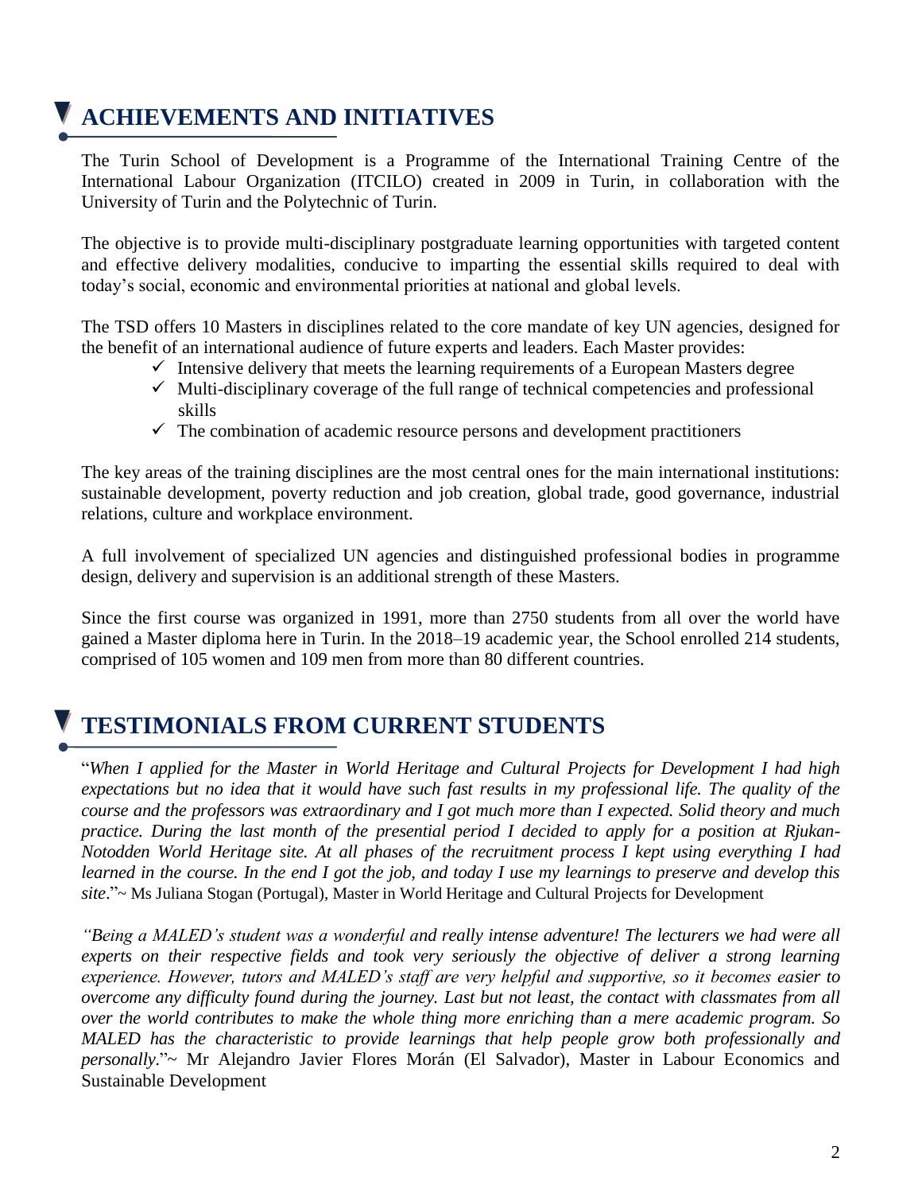## ACHIEVEMENTS AND INITIATIVES

The Turin School of Development is a Programme of the International Training Centre of the International Labour Organization (ITCILO) created in 2009 in Turin, in collaboration with the University of Turin and the Polytechnic of Turin.

The objective is to provide multi-disciplinary postgraduate learning opportunities with targeted content and effective delivery modalities, conducive to imparting the essential skills required to deal with today's social, economic and environmental priorities at national and global levels.

The TSD offers 10 Masters in disciplines related to the core mandate of key UN agencies, designed for the benefit of an international audience of future experts and leaders. Each Master provides:

- ✓ Intensive delivery that meets the learning requirements of a European Masters degree
- ✓ Multi-disciplinary coverage of the full range of technical competencies and professional skills
- ✓ The combination of academic resource persons and development practitioners

The key areas of the training disciplines are the most central ones for the main international institutions: sustainable development, poverty reduction and job creation, global trade, good governance, industrial relations, culture and workplace environment.

A full involvement of specialized UN agencies and distinguished professional bodies in programme design, delivery and supervision is an additional strength of these Masters.

Since the first course was organized in 1991, more than 2750 students from all over the world have gained a Master diploma here in Turin. In the 2018–19 academic year, the School enrolled 214 students, comprised of 105 women and 109 men from more than 80 different countries.

## TESTIMONIALS FROM CURRENT STUDENTS

"*When I applied for the Master in World Heritage and Cultural Projects for Development I had high expectations but no idea that it would have such fast results in my professional life. The quality of the course and the professors was extraordinary and I got much more than I expected. Solid theory and much practice. During the last month of the presential period I decided to apply for a position at Rjukan-Notodden World Heritage site. At all phases of the recruitment process I kept using everything I had learned in the course. In the end I got the job, and today I use my learnings to preserve and develop this site*."~ Ms Juliana Stogan (Portugal), Master in World Heritage and Cultural Projects for Development

*"Being a MALED's student was a wonderful and really intense adventure! The lecturers we had were all experts on their respective fields and took very seriously the objective of deliver a strong learning experience. However, tutors and MALED's staff are very helpful and supportive, so it becomes easier to overcome any difficulty found during the journey. Last but not least, the contact with classmates from all over the world contributes to make the whole thing more enriching than a mere academic program. So MALED has the characteristic to provide learnings that help people grow both professionally and personally.*"~ Mr Alejandro Javier Flores Morán (El Salvador), Master in Labour Economics and Sustainable Development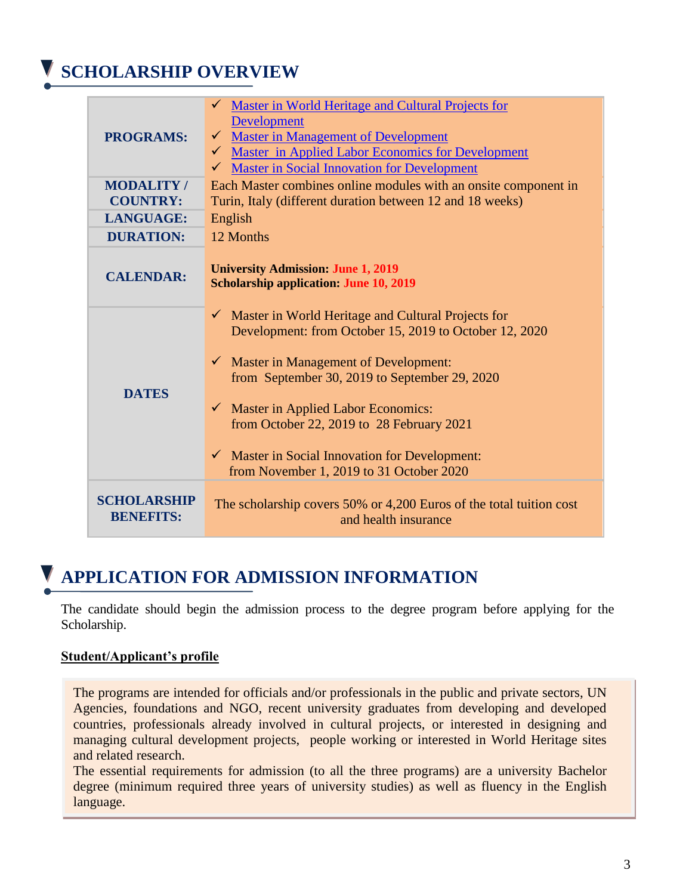## SCHOLARSHIP OVERVIEW

| | |
|---|---|
| **PROGRAMS:** | ✓ Master in World Heritage and Cultural Projects for Development<br>✓ Master in Management of Development<br>✓ Master in Applied Labor Economics for Development<br>✓ Master in Social Innovation for Development |
| **MODALITY / COUNTRY:** | Each Master combines online modules with an onsite component in Turin, Italy (different duration between 12 and 18 weeks) |
| **LANGUAGE:** | English |
| **DURATION:** | 12 Months |
| **CALENDAR:** | **University Admission: June 1, 2019**<br>**Scholarship application: June 10, 2019** |
| **DATES** | ✓ Master in World Heritage and Cultural Projects for Development: from October 15, 2019 to October 12, 2020<br>✓ Master in Management of Development: from September 30, 2019 to September 29, 2020<br>✓ Master in Applied Labor Economics: from October 22, 2019 to 28 February 2021<br>✓ Master in Social Innovation for Development: from November 1, 2019 to 31 October 2020 |
| **SCHOLARSHIP BENEFITS:** | The scholarship covers 50% or 4,200 Euros of the total tuition cost and health insurance |

## APPLICATION FOR ADMISSION INFORMATION

The candidate should begin the admission process to the degree program before applying for the Scholarship.

**Student/Applicant's profile**

The programs are intended for officials and/or professionals in the public and private sectors, UN Agencies, foundations and NGO, recent university graduates from developing and developed countries, professionals already involved in cultural projects, or interested in designing and managing cultural development projects, people working or interested in World Heritage sites and related research.
The essential requirements for admission (to all the three programs) are a university Bachelor degree (minimum required three years of university studies) as well as fluency in the English language.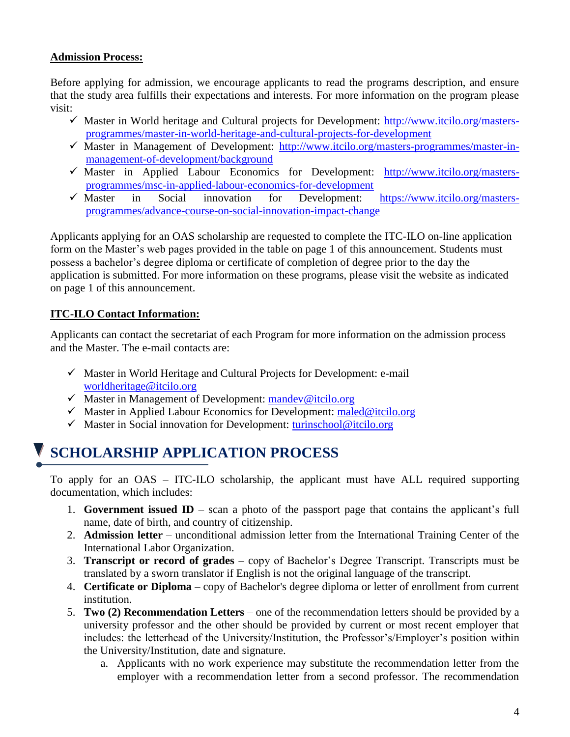**Admission Process:**

Before applying for admission, we encourage applicants to read the programs description, and ensure that the study area fulfills their expectations and interests. For more information on the program please visit:

- ✓ Master in World heritage and Cultural projects for Development: http://www.itcilo.org/masters-programmes/master-in-world-heritage-and-cultural-projects-for-development
- ✓ Master in Management of Development: http://www.itcilo.org/masters-programmes/master-in-management-of-development/background
- ✓ Master in Applied Labour Economics for Development: http://www.itcilo.org/masters-programmes/msc-in-applied-labour-economics-for-development
- ✓ Master in Social innovation for Development: https://www.itcilo.org/masters-programmes/advance-course-on-social-innovation-impact-change

Applicants applying for an OAS scholarship are requested to complete the ITC-ILO on-line application form on the Master's web pages provided in the table on page 1 of this announcement. Students must possess a bachelor's degree diploma or certificate of completion of degree prior to the day the application is submitted. For more information on these programs, please visit the website as indicated on page 1 of this announcement.

**ITC-ILO Contact Information:**

Applicants can contact the secretariat of each Program for more information on the admission process and the Master. The e-mail contacts are:

- ✓ Master in World Heritage and Cultural Projects for Development: e-mail worldheritage@itcilo.org
- ✓ Master in Management of Development: mandev@itcilo.org
- ✓ Master in Applied Labour Economics for Development: maled@itcilo.org
- ✓ Master in Social innovation for Development: turinschool@itcilo.org

## SCHOLARSHIP APPLICATION PROCESS

To apply for an OAS – ITC-ILO scholarship, the applicant must have ALL required supporting documentation, which includes:

1. **Government issued ID** – scan a photo of the passport page that contains the applicant's full name, date of birth, and country of citizenship.
2. **Admission letter** – unconditional admission letter from the International Training Center of the International Labor Organization.
3. **Transcript or record of grades** – copy of Bachelor's Degree Transcript. Transcripts must be translated by a sworn translator if English is not the original language of the transcript.
4. **Certificate or Diploma** – copy of Bachelor's degree diploma or letter of enrollment from current institution.
5. **Two (2) Recommendation Letters** – one of the recommendation letters should be provided by a university professor and the other should be provided by current or most recent employer that includes: the letterhead of the University/Institution, the Professor's/Employer's position within the University/Institution, date and signature.
   a. Applicants with no work experience may substitute the recommendation letter from the employer with a recommendation letter from a second professor. The recommendation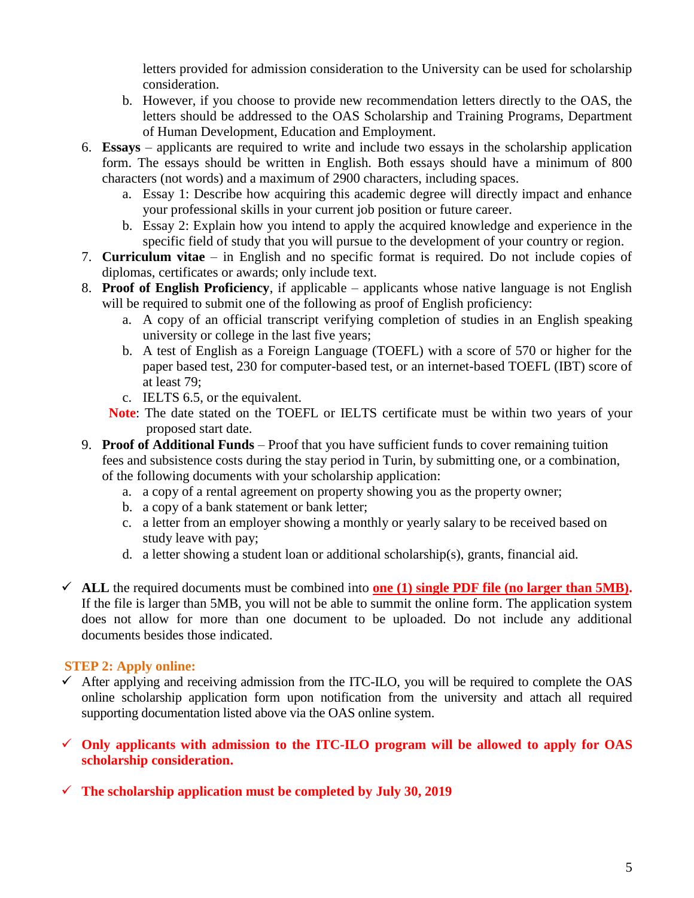letters provided for admission consideration to the University can be used for scholarship consideration.

   b. However, if you choose to provide new recommendation letters directly to the OAS, the letters should be addressed to the OAS Scholarship and Training Programs, Department of Human Development, Education and Employment.

6. **Essays** – applicants are required to write and include two essays in the scholarship application form. The essays should be written in English. Both essays should have a minimum of 800 characters (not words) and a maximum of 2900 characters, including spaces.
   a. Essay 1: Describe how acquiring this academic degree will directly impact and enhance your professional skills in your current job position or future career.
   b. Essay 2: Explain how you intend to apply the acquired knowledge and experience in the specific field of study that you will pursue to the development of your country or region.
7. **Curriculum vitae** – in English and no specific format is required. Do not include copies of diplomas, certificates or awards; only include text.
8. **Proof of English Proficiency**, if applicable – applicants whose native language is not English will be required to submit one of the following as proof of English proficiency:
   a. A copy of an official transcript verifying completion of studies in an English speaking university or college in the last five years;
   b. A test of English as a Foreign Language (TOEFL) with a score of 570 or higher for the paper based test, 230 for computer-based test, or an internet-based TOEFL (IBT) score of at least 79;
   c. IELTS 6.5, or the equivalent.

   **Note**: The date stated on the TOEFL or IELTS certificate must be within two years of your proposed start date.
9. **Proof of Additional Funds** – Proof that you have sufficient funds to cover remaining tuition fees and subsistence costs during the stay period in Turin, by submitting one, or a combination, of the following documents with your scholarship application:
   a. a copy of a rental agreement on property showing you as the property owner;
   b. a copy of a bank statement or bank letter;
   c. a letter from an employer showing a monthly or yearly salary to be received based on study leave with pay;
   d. a letter showing a student loan or additional scholarship(s), grants, financial aid.

- ✓ **ALL** the required documents must be combined into **one (1) single PDF file (no larger than 5MB).** If the file is larger than 5MB, you will not be able to summit the online form. The application system does not allow for more than one document to be uploaded. Do not include any additional documents besides those indicated.

**STEP 2: Apply online:**

- ✓ After applying and receiving admission from the ITC-ILO, you will be required to complete the OAS online scholarship application form upon notification from the university and attach all required supporting documentation listed above via the OAS online system.

- ✓ **Only applicants with admission to the ITC-ILO program will be allowed to apply for OAS scholarship consideration.**

- ✓ **The scholarship application must be completed by July 30, 2019**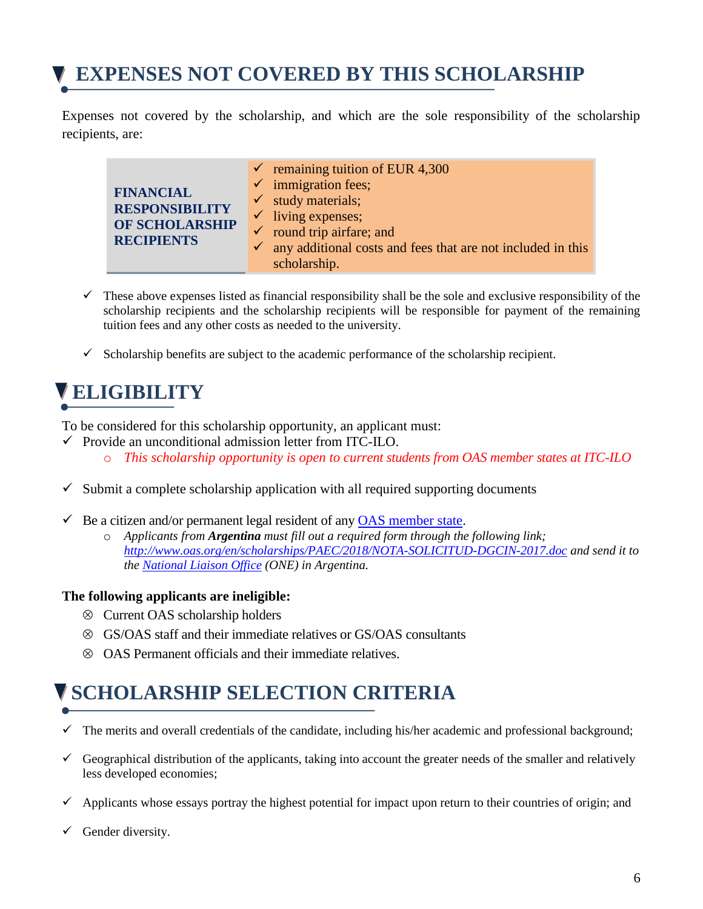# EXPENSES NOT COVERED BY THIS SCHOLARSHIP

Expenses not covered by the scholarship, and which are the sole responsibility of the scholarship recipients, are:

| **FINANCIAL RESPONSIBILITY OF SCHOLARSHIP RECIPIENTS** | ✓ remaining tuition of EUR 4,300<br>✓ immigration fees;<br>✓ study materials;<br>✓ living expenses;<br>✓ round trip airfare; and<br>✓ any additional costs and fees that are not included in this scholarship. |
|---|---|

- ✓ These above expenses listed as financial responsibility shall be the sole and exclusive responsibility of the scholarship recipients and the scholarship recipients will be responsible for payment of the remaining tuition fees and any other costs as needed to the university.

- ✓ Scholarship benefits are subject to the academic performance of the scholarship recipient.

# ELIGIBILITY

To be considered for this scholarship opportunity, an applicant must:

- ✓ Provide an unconditional admission letter from ITC-ILO.
  - *This scholarship opportunity is open to current students from OAS member states at ITC-ILO*

- ✓ Submit a complete scholarship application with all required supporting documents

- ✓ Be a citizen and/or permanent legal resident of any OAS member state.
  - *Applicants from **Argentina** must fill out a required form through the following link; http://www.oas.org/en/scholarships/PAEC/2018/NOTA-SOLICITUD-DGCIN-2017.doc and send it to the National Liaison Office (ONE) in Argentina.*

**The following applicants are ineligible:**

- ⊗ Current OAS scholarship holders
- ⊗ GS/OAS staff and their immediate relatives or GS/OAS consultants
- ⊗ OAS Permanent officials and their immediate relatives.

# SCHOLARSHIP SELECTION CRITERIA

- ✓ The merits and overall credentials of the candidate, including his/her academic and professional background;

- ✓ Geographical distribution of the applicants, taking into account the greater needs of the smaller and relatively less developed economies;

- ✓ Applicants whose essays portray the highest potential for impact upon return to their countries of origin; and

- ✓ Gender diversity.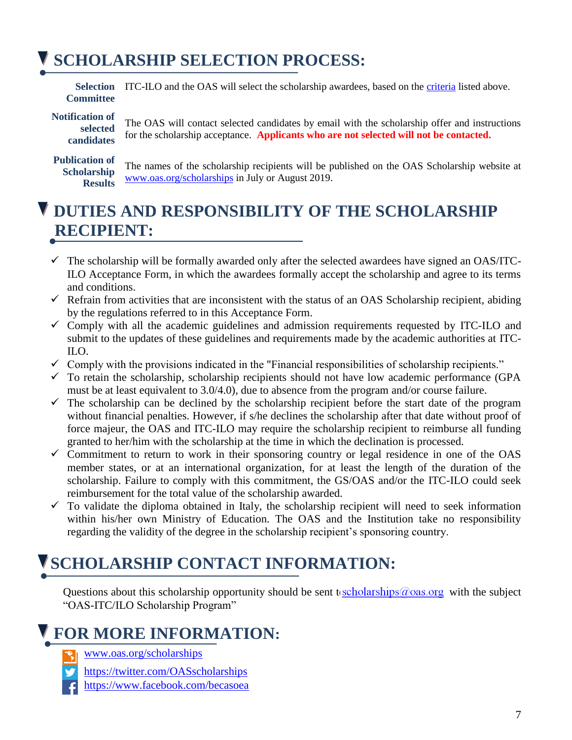## SCHOLARSHIP SELECTION PROCESS:

**Selection Committee** ITC-ILO and the OAS will select the scholarship awardees, based on the criteria listed above.

**Notification of selected candidates** The OAS will contact selected candidates by email with the scholarship offer and instructions for the scholarship acceptance. **Applicants who are not selected will not be contacted.**

**Publication of Scholarship Results** The names of the scholarship recipients will be published on the OAS Scholarship website at www.oas.org/scholarships in July or August 2019.

## DUTIES AND RESPONSIBILITY OF THE SCHOLARSHIP RECIPIENT:

- ✓ The scholarship will be formally awarded only after the selected awardees have signed an OAS/ITC-ILO Acceptance Form, in which the awardees formally accept the scholarship and agree to its terms and conditions.
- ✓ Refrain from activities that are inconsistent with the status of an OAS Scholarship recipient, abiding by the regulations referred to in this Acceptance Form.
- ✓ Comply with all the academic guidelines and admission requirements requested by ITC-ILO and submit to the updates of these guidelines and requirements made by the academic authorities at ITC-ILO.
- ✓ Comply with the provisions indicated in the "Financial responsibilities of scholarship recipients."
- ✓ To retain the scholarship, scholarship recipients should not have low academic performance (GPA must be at least equivalent to 3.0/4.0), due to absence from the program and/or course failure.
- ✓ The scholarship can be declined by the scholarship recipient before the start date of the program without financial penalties. However, if s/he declines the scholarship after that date without proof of force majeur, the OAS and ITC-ILO may require the scholarship recipient to reimburse all funding granted to her/him with the scholarship at the time in which the declination is processed.
- ✓ Commitment to return to work in their sponsoring country or legal residence in one of the OAS member states, or at an international organization, for at least the length of the duration of the scholarship. Failure to comply with this commitment, the GS/OAS and/or the ITC-ILO could seek reimbursement for the total value of the scholarship awarded.
- ✓ To validate the diploma obtained in Italy, the scholarship recipient will need to seek information within his/her own Ministry of Education. The OAS and the Institution take no responsibility regarding the validity of the degree in the scholarship recipient's sponsoring country.

## SCHOLARSHIP CONTACT INFORMATION:

Questions about this scholarship opportunity should be sent to scholarships@oas.org with the subject "OAS-ITC/ILO Scholarship Program"

## FOR MORE INFORMATION:

- www.oas.org/scholarships
- https://twitter.com/OASscholarships
- https://www.facebook.com/becasoea